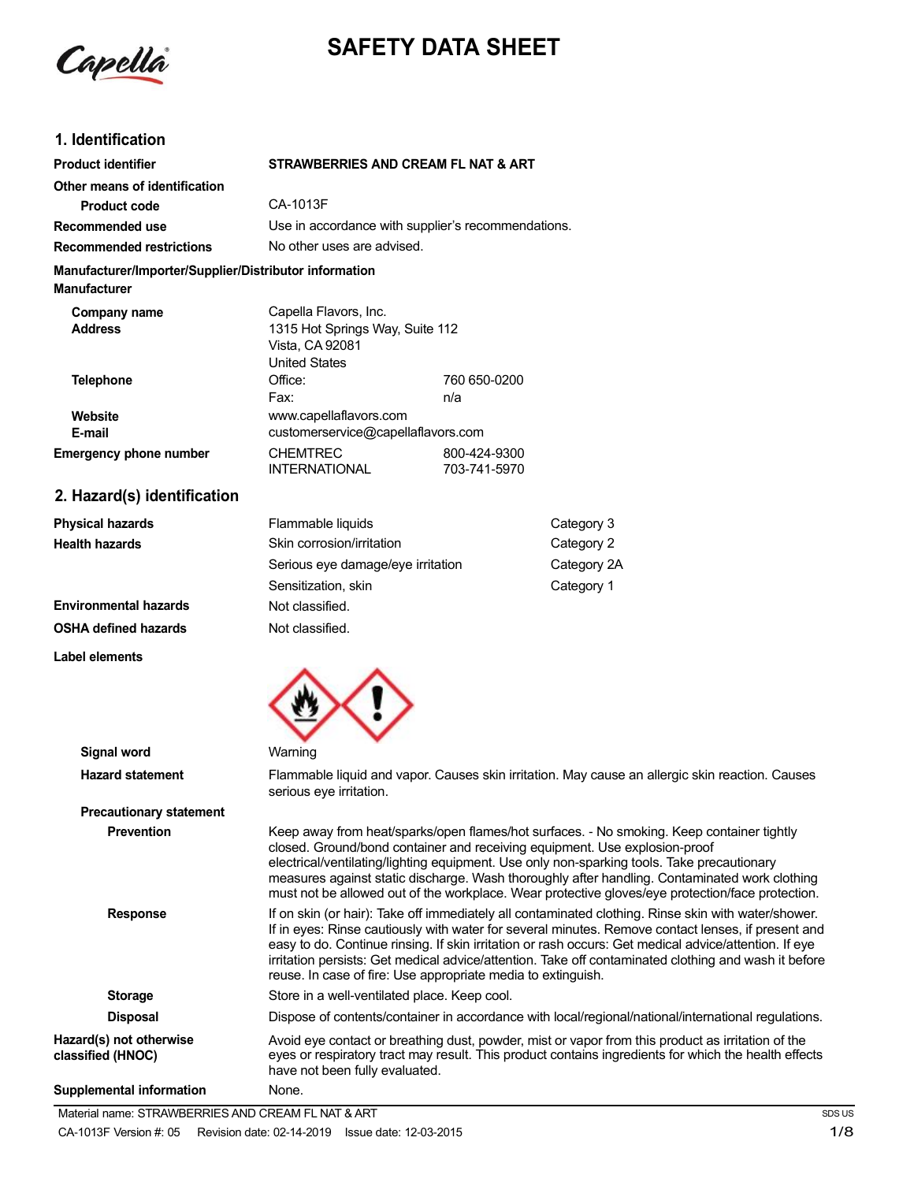# SAFETY DATA SHEET

## 1. Identification

| | |
|---|---|
| **Product identifier** | **STRAWBERRIES AND CREAM FL NAT & ART** |
| **Other means of identification** | |
| **Product code** | CA-1013F |
| **Recommended use** | Use in accordance with supplier's recommendations. |
| **Recommended restrictions** | No other uses are advised. |

**Manufacturer/Importer/Supplier/Distributor information**

**Manufacturer**

| | | |
|---|---|---|
| **Company name** | Capella Flavors, Inc. | |
| **Address** | 1315 Hot Springs Way, Suite 112<br>Vista, CA 92081<br>United States | |
| **Telephone** | Office: | 760 650-0200 |
| | Fax: | n/a |
| **Website** | www.capellaflavors.com | |
| **E-mail** | customerservice@capellaflavors.com | |
| **Emergency phone number** | CHEMTREC | 800-424-9300 |
| | INTERNATIONAL | 703-741-5970 |

## 2. Hazard(s) identification

| | | |
|---|---|---|
| **Physical hazards** | Flammable liquids | Category 3 |
| **Health hazards** | Skin corrosion/irritation | Category 2 |
| | Serious eye damage/eye irritation | Category 2A |
| | Sensitization, skin | Category 1 |
| **Environmental hazards** | Not classified. | |
| **OSHA defined hazards** | Not classified. | |

**Label elements**

**Signal word** Warning

**Hazard statement** Flammable liquid and vapor. Causes skin irritation. May cause an allergic skin reaction. Causes serious eye irritation.

**Precautionary statement**

**Prevention** Keep away from heat/sparks/open flames/hot surfaces. - No smoking. Keep container tightly closed. Ground/bond container and receiving equipment. Use explosion-proof electrical/ventilating/lighting equipment. Use only non-sparking tools. Take precautionary measures against static discharge. Wash thoroughly after handling. Contaminated work clothing must not be allowed out of the workplace. Wear protective gloves/eye protection/face protection.

**Response** If on skin (or hair): Take off immediately all contaminated clothing. Rinse skin with water/shower. If in eyes: Rinse cautiously with water for several minutes. Remove contact lenses, if present and easy to do. Continue rinsing. If skin irritation or rash occurs: Get medical advice/attention. If eye irritation persists: Get medical advice/attention. Take off contaminated clothing and wash it before reuse. In case of fire: Use appropriate media to extinguish.

**Storage** Store in a well-ventilated place. Keep cool.

**Disposal** Dispose of contents/container in accordance with local/regional/national/international regulations.

**Hazard(s) not otherwise classified (HNOC)** Avoid eye contact or breathing dust, powder, mist or vapor from this product as irritation of the eyes or respiratory tract may result. This product contains ingredients for which the health effects have not been fully evaluated.

**Supplemental information** None.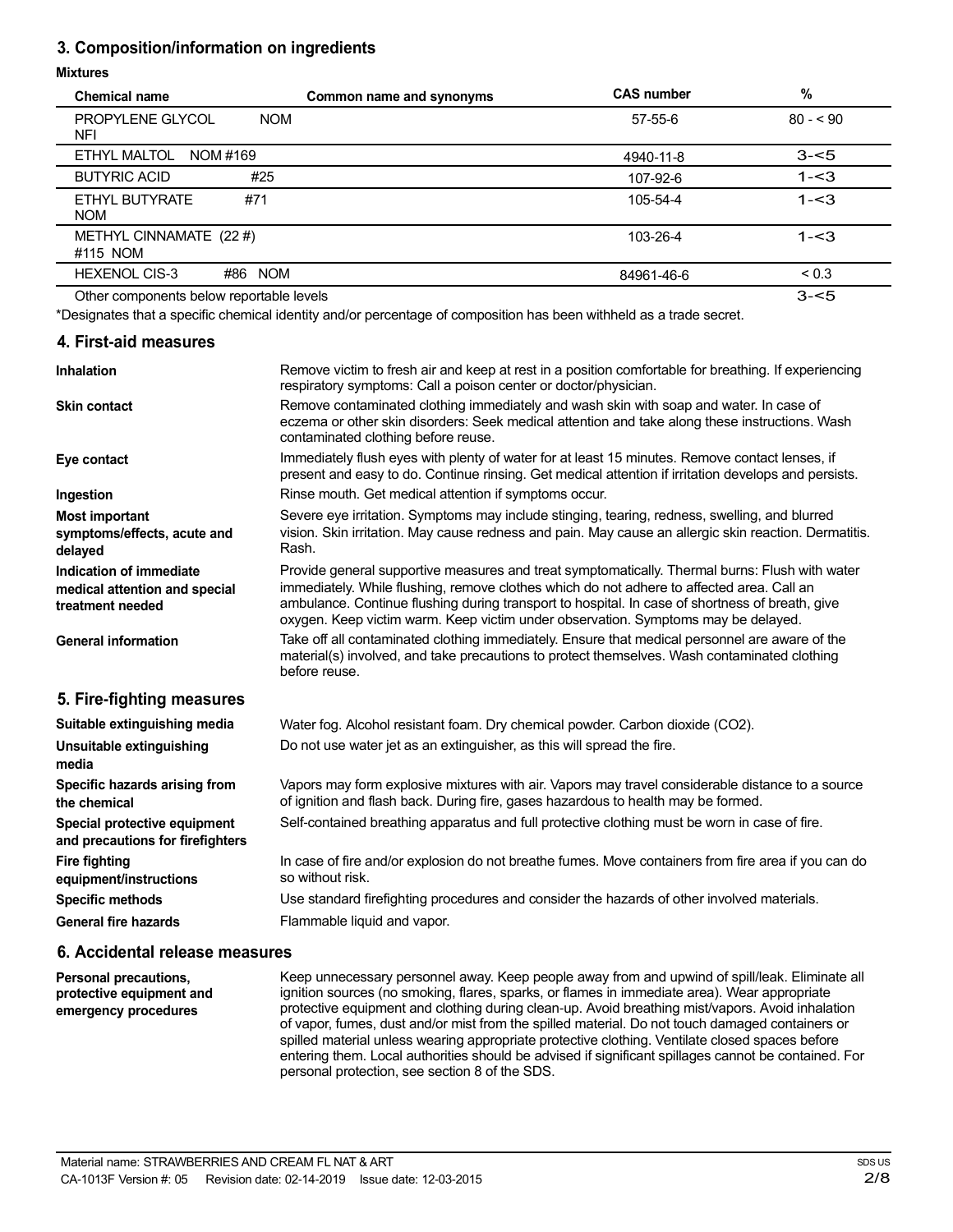## 3. Composition/information on ingredients

**Mixtures**

| Chemical name | Common name and synonyms | CAS number | % |
|---|---|---|---|
| PROPYLENE GLYCOL NFI | NOM | 57-55-6 | 80 - < 90 |
| ETHYL MALTOL NOM #169 | | 4940-11-8 | 3-<5 |
| BUTYRIC ACID | #25 | 107-92-6 | 1-<3 |
| ETHYL BUTYRATE NOM | #71 | 105-54-4 | 1-<3 |
| METHYL CINNAMATE (22 #) #115 NOM | | 103-26-4 | 1-<3 |
| HEXENOL CIS-3 | #86 NOM | 84961-46-6 | < 0.3 |
| Other components below reportable levels | | | 3-<5 |

*Designates that a specific chemical identity and/or percentage of composition has been withheld as a trade secret.

## 4. First-aid measures

**Inhalation** Remove victim to fresh air and keep at rest in a position comfortable for breathing. If experiencing respiratory symptoms: Call a poison center or doctor/physician.

**Skin contact** Remove contaminated clothing immediately and wash skin with soap and water. In case of eczema or other skin disorders: Seek medical attention and take along these instructions. Wash contaminated clothing before reuse.

**Eye contact** Immediately flush eyes with plenty of water for at least 15 minutes. Remove contact lenses, if present and easy to do. Continue rinsing. Get medical attention if irritation develops and persists.

**Ingestion** Rinse mouth. Get medical attention if symptoms occur.

**Most important symptoms/effects, acute and delayed** Severe eye irritation. Symptoms may include stinging, tearing, redness, swelling, and blurred vision. Skin irritation. May cause redness and pain. May cause an allergic skin reaction. Dermatitis. Rash.

**Indication of immediate medical attention and special treatment needed** Provide general supportive measures and treat symptomatically. Thermal burns: Flush with water immediately. While flushing, remove clothes which do not adhere to affected area. Call an ambulance. Continue flushing during transport to hospital. In case of shortness of breath, give oxygen. Keep victim warm. Keep victim under observation. Symptoms may be delayed.

**General information** Take off all contaminated clothing immediately. Ensure that medical personnel are aware of the material(s) involved, and take precautions to protect themselves. Wash contaminated clothing before reuse.

## 5. Fire-fighting measures

**Suitable extinguishing media** Water fog. Alcohol resistant foam. Dry chemical powder. Carbon dioxide ($CO_2$).

**Unsuitable extinguishing media** Do not use water jet as an extinguisher, as this will spread the fire.

**Specific hazards arising from the chemical** Vapors may form explosive mixtures with air. Vapors may travel considerable distance to a source of ignition and flash back. During fire, gases hazardous to health may be formed.

**Special protective equipment and precautions for firefighters** Self-contained breathing apparatus and full protective clothing must be worn in case of fire.

**Fire fighting equipment/instructions** In case of fire and/or explosion do not breathe fumes. Move containers from fire area if you can do so without risk.

**Specific methods** Use standard firefighting procedures and consider the hazards of other involved materials.

**General fire hazards** Flammable liquid and vapor.

## 6. Accidental release measures

**Personal precautions, protective equipment and emergency procedures** Keep unnecessary personnel away. Keep people away from and upwind of spill/leak. Eliminate all ignition sources (no smoking, flares, sparks, or flames in immediate area). Wear appropriate protective equipment and clothing during clean-up. Avoid breathing mist/vapors. Avoid inhalation of vapor, fumes, dust and/or mist from the spilled material. Do not touch damaged containers or spilled material unless wearing appropriate protective clothing. Ventilate closed spaces before entering them. Local authorities should be advised if significant spillages cannot be contained. For personal protection, see section 8 of the SDS.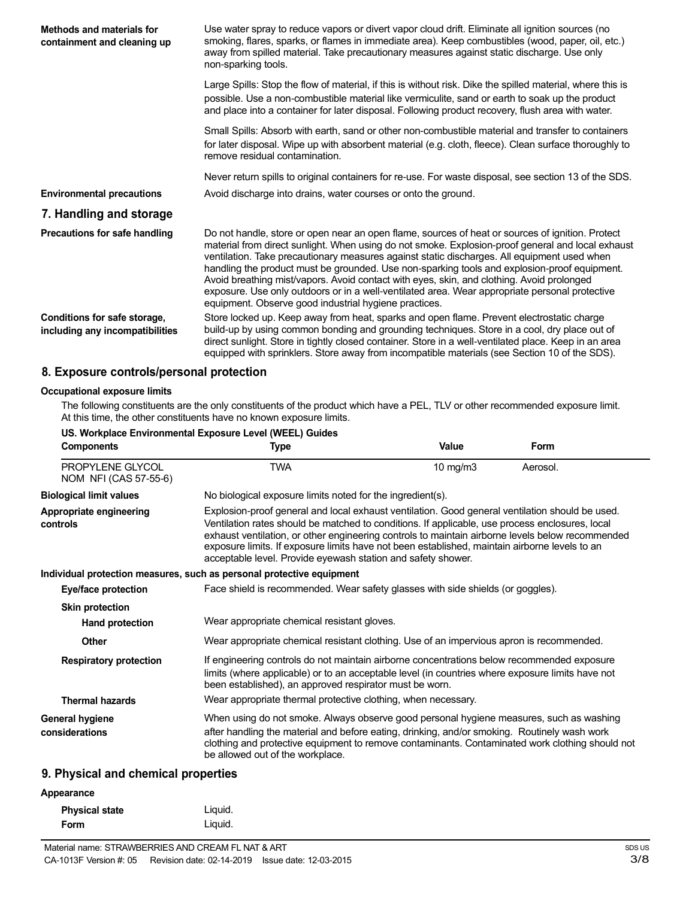**Methods and materials for containment and cleaning up**

Use water spray to reduce vapors or divert vapor cloud drift. Eliminate all ignition sources (no smoking, flares, sparks, or flames in immediate area). Keep combustibles (wood, paper, oil, etc.) away from spilled material. Take precautionary measures against static discharge. Use only non-sparking tools.

Large Spills: Stop the flow of material, if this is without risk. Dike the spilled material, where this is possible. Use a non-combustible material like vermiculite, sand or earth to soak up the product and place into a container for later disposal. Following product recovery, flush area with water.

Small Spills: Absorb with earth, sand or other non-combustible material and transfer to containers for later disposal. Wipe up with absorbent material (e.g. cloth, fleece). Clean surface thoroughly to remove residual contamination.

Never return spills to original containers for re-use. For waste disposal, see section 13 of the SDS.

**Environmental precautions**

Avoid discharge into drains, water courses or onto the ground.

## 7. Handling and storage

**Precautions for safe handling**

Do not handle, store or open near an open flame, sources of heat or sources of ignition. Protect material from direct sunlight. When using do not smoke. Explosion-proof general and local exhaust ventilation. Take precautionary measures against static discharges. All equipment used when handling the product must be grounded. Use non-sparking tools and explosion-proof equipment. Avoid breathing mist/vapors. Avoid contact with eyes, skin, and clothing. Avoid prolonged exposure. Use only outdoors or in a well-ventilated area. Wear appropriate personal protective equipment. Observe good industrial hygiene practices.

**Conditions for safe storage, including any incompatibilities**

Store locked up. Keep away from heat, sparks and open flame. Prevent electrostatic charge build-up by using common bonding and grounding techniques. Store in a cool, dry place out of direct sunlight. Store in tightly closed container. Store in a well-ventilated place. Keep in an area equipped with sprinklers. Store away from incompatible materials (see Section 10 of the SDS).

## 8. Exposure controls/personal protection

### Occupational exposure limits

The following constituents are the only constituents of the product which have a PEL, TLV or other recommended exposure limit. At this time, the other constituents have no known exposure limits.

**US. Workplace Environmental Exposure Level (WEEL) Guides**

| Components | Type | Value | Form |
|---|---|---|---|
| PROPYLENE GLYCOL NOM NFI (CAS 57-55-6) | TWA | 10 mg/m3 | Aerosol. |

**Biological limit values**

No biological exposure limits noted for the ingredient(s).

**Appropriate engineering controls**

Explosion-proof general and local exhaust ventilation. Good general ventilation should be used. Ventilation rates should be matched to conditions. If applicable, use process enclosures, local exhaust ventilation, or other engineering controls to maintain airborne levels below recommended exposure limits. If exposure limits have not been established, maintain airborne levels to an acceptable level. Provide eyewash station and safety shower.

### Individual protection measures, such as personal protective equipment

**Eye/face protection**

Face shield is recommended. Wear safety glasses with side shields (or goggles).

**Skin protection**

**Hand protection**

Wear appropriate chemical resistant gloves.

**Other**

Wear appropriate chemical resistant clothing. Use of an impervious apron is recommended.

**Respiratory protection**

If engineering controls do not maintain airborne concentrations below recommended exposure limits (where applicable) or to an acceptable level (in countries where exposure limits have not been established), an approved respirator must be worn.

**Thermal hazards**

Wear appropriate thermal protective clothing, when necessary.

**General hygiene considerations**

When using do not smoke. Always observe good personal hygiene measures, such as washing after handling the material and before eating, drinking, and/or smoking. Routinely wash work clothing and protective equipment to remove contaminants. Contaminated work clothing should not be allowed out of the workplace.

## 9. Physical and chemical properties

### Appearance

**Physical state** Liquid.

**Form** Liquid.

Material name: STRAWBERRIES AND CREAM FL NAT & ART

CA-1013F Version #: 05 Revision date: 02-14-2019 Issue date: 12-03-2015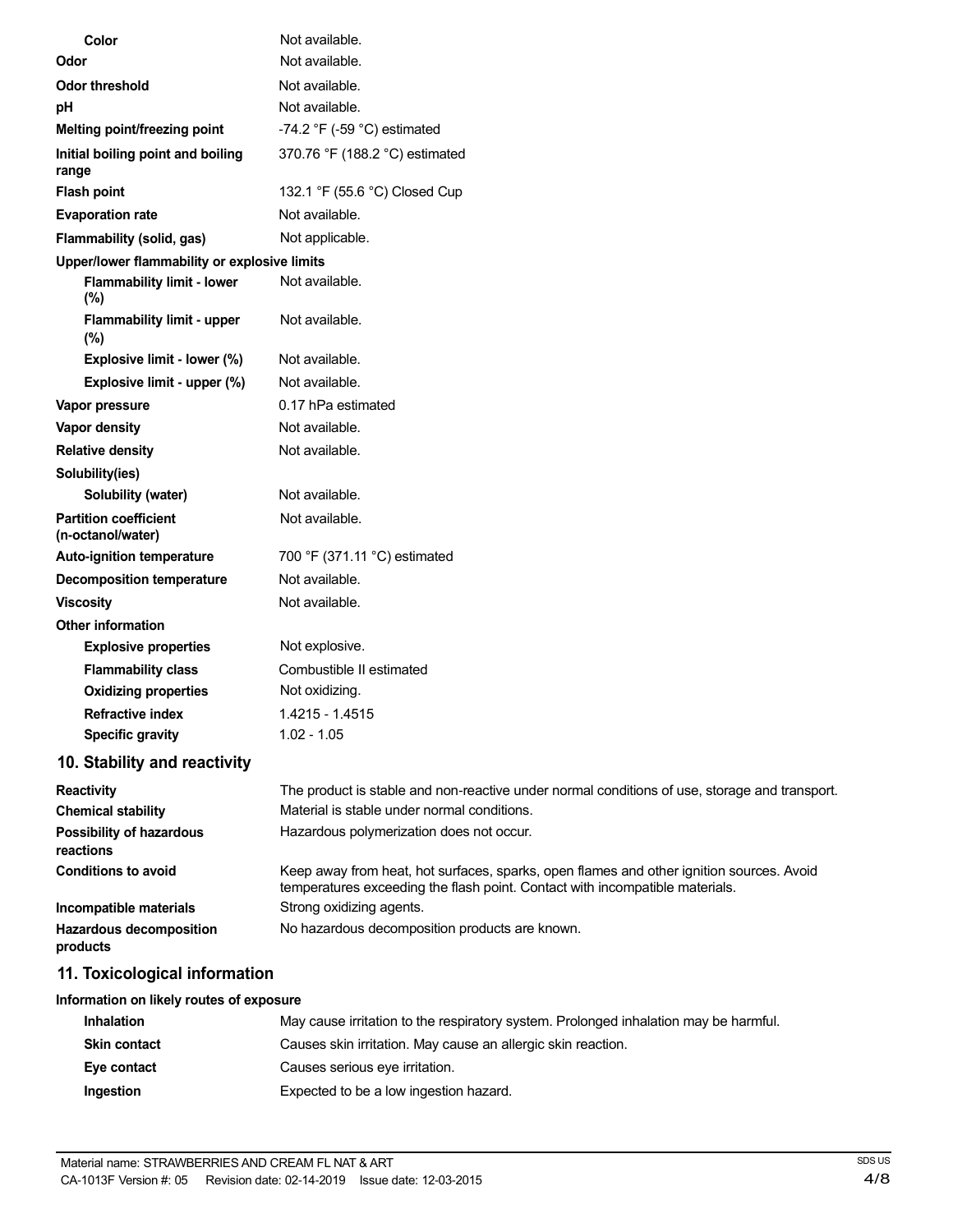| | |
|---|---|
| **Color** | Not available. |
| **Odor** | Not available. |
| **Odor threshold** | Not available. |
| **pH** | Not available. |
| **Melting point/freezing point** | -74.2 °F (-59 °C) estimated |
| **Initial boiling point and boiling range** | 370.76 °F (188.2 °C) estimated |
| **Flash point** | 132.1 °F (55.6 °C) Closed Cup |
| **Evaporation rate** | Not available. |
| **Flammability (solid, gas)** | Not applicable. |
| **Upper/lower flammability or explosive limits** | |
| **Flammability limit - lower (%)** | Not available. |
| **Flammability limit - upper (%)** | Not available. |
| **Explosive limit - lower (%)** | Not available. |
| **Explosive limit - upper (%)** | Not available. |
| **Vapor pressure** | 0.17 hPa estimated |
| **Vapor density** | Not available. |
| **Relative density** | Not available. |
| **Solubility(ies)** | |
| **Solubility (water)** | Not available. |
| **Partition coefficient (n-octanol/water)** | Not available. |
| **Auto-ignition temperature** | 700 °F (371.11 °C) estimated |
| **Decomposition temperature** | Not available. |
| **Viscosity** | Not available. |
| **Other information** | |
| **Explosive properties** | Not explosive. |
| **Flammability class** | Combustible II estimated |
| **Oxidizing properties** | Not oxidizing. |
| **Refractive index** | 1.4215 - 1.4515 |
| **Specific gravity** | 1.02 - 1.05 |

## 10. Stability and reactivity

| | |
|---|---|
| **Reactivity** | The product is stable and non-reactive under normal conditions of use, storage and transport. |
| **Chemical stability** | Material is stable under normal conditions. |
| **Possibility of hazardous reactions** | Hazardous polymerization does not occur. |
| **Conditions to avoid** | Keep away from heat, hot surfaces, sparks, open flames and other ignition sources. Avoid temperatures exceeding the flash point. Contact with incompatible materials. |
| **Incompatible materials** | Strong oxidizing agents. |
| **Hazardous decomposition products** | No hazardous decomposition products are known. |

## 11. Toxicological information

**Information on likely routes of exposure**

| | |
|---|---|
| **Inhalation** | May cause irritation to the respiratory system. Prolonged inhalation may be harmful. |
| **Skin contact** | Causes skin irritation. May cause an allergic skin reaction. |
| **Eye contact** | Causes serious eye irritation. |
| **Ingestion** | Expected to be a low ingestion hazard. |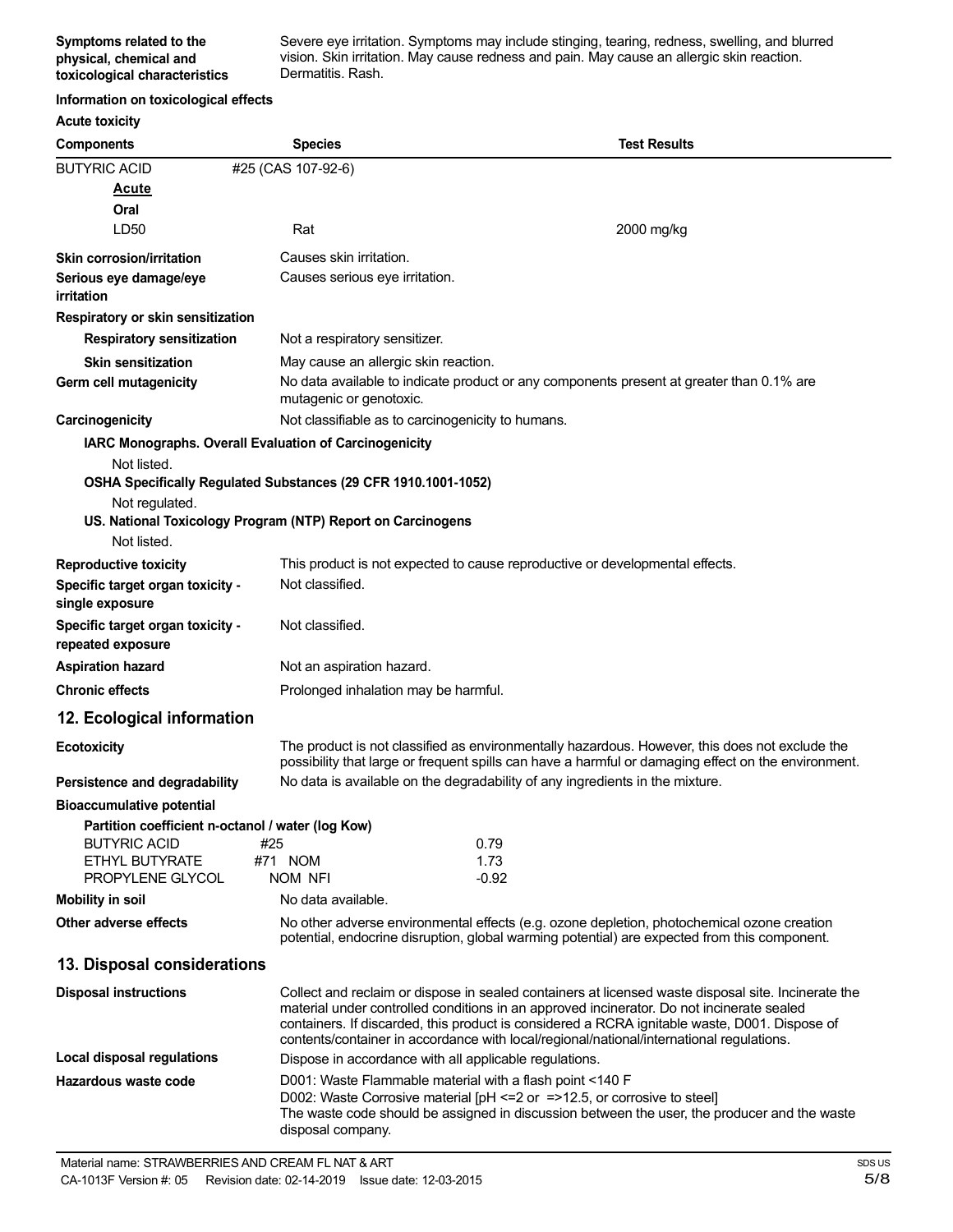| | |
|---|---|
| **Symptoms related to the physical, chemical and toxicological characteristics** | Severe eye irritation. Symptoms may include stinging, tearing, redness, swelling, and blurred vision. Skin irritation. May cause redness and pain. May cause an allergic skin reaction. Dermatitis. Rash. |

**Information on toxicological effects**

**Acute toxicity**

| Components | Species | Test Results |
|---|---|---|
| BUTYRIC ACID | #25 (CAS 107-92-6) | |
| **Acute** | | |
| **Oral** | | |
| LD50 | Rat | 2000 mg/kg |

| | |
|---|---|
| **Skin corrosion/irritation** | Causes skin irritation. |
| **Serious eye damage/eye irritation** | Causes serious eye irritation. |
| **Respiratory or skin sensitization** | |
| **Respiratory sensitization** | Not a respiratory sensitizer. |
| **Skin sensitization** | May cause an allergic skin reaction. |
| **Germ cell mutagenicity** | No data available to indicate product or any components present at greater than 0.1% are mutagenic or genotoxic. |
| **Carcinogenicity** | Not classifiable as to carcinogenicity to humans. |

**IARC Monographs. Overall Evaluation of Carcinogenicity**

Not listed.

**OSHA Specifically Regulated Substances (29 CFR 1910.1001-1052)**

Not regulated.

**US. National Toxicology Program (NTP) Report on Carcinogens**

Not listed.

| | |
|---|---|
| **Reproductive toxicity** | This product is not expected to cause reproductive or developmental effects. |
| **Specific target organ toxicity - single exposure** | Not classified. |
| **Specific target organ toxicity - repeated exposure** | Not classified. |
| **Aspiration hazard** | Not an aspiration hazard. |
| **Chronic effects** | Prolonged inhalation may be harmful. |

## 12. Ecological information

| | |
|---|---|
| **Ecotoxicity** | The product is not classified as environmentally hazardous. However, this does not exclude the possibility that large or frequent spills can have a harmful or damaging effect on the environment. |
| **Persistence and degradability** | No data is available on the degradability of any ingredients in the mixture. |
| **Bioaccumulative potential** | |

**Partition coefficient n-octanol / water (log Kow)**

| | | |
|---|---|---|
| BUTYRIC ACID | #25 | 0.79 |
| ETHYL BUTYRATE | #71 NOM | 1.73 |
| PROPYLENE GLYCOL | NOM NFI | -0.92 |

| | |
|---|---|
| **Mobility in soil** | No data available. |
| **Other adverse effects** | No other adverse environmental effects (e.g. ozone depletion, photochemical ozone creation potential, endocrine disruption, global warming potential) are expected from this component. |

## 13. Disposal considerations

| | |
|---|---|
| **Disposal instructions** | Collect and reclaim or dispose in sealed containers at licensed waste disposal site. Incinerate the material under controlled conditions in an approved incinerator. Do not incinerate sealed containers. If discarded, this product is considered a RCRA ignitable waste, D001. Dispose of contents/container in accordance with local/regional/national/international regulations. |
| **Local disposal regulations** | Dispose in accordance with all applicable regulations. |
| **Hazardous waste code** | D001: Waste Flammable material with a flash point <140 F<br>D002: Waste Corrosive material [pH <=2 or =>12.5, or corrosive to steel]<br>The waste code should be assigned in discussion between the user, the producer and the waste disposal company. |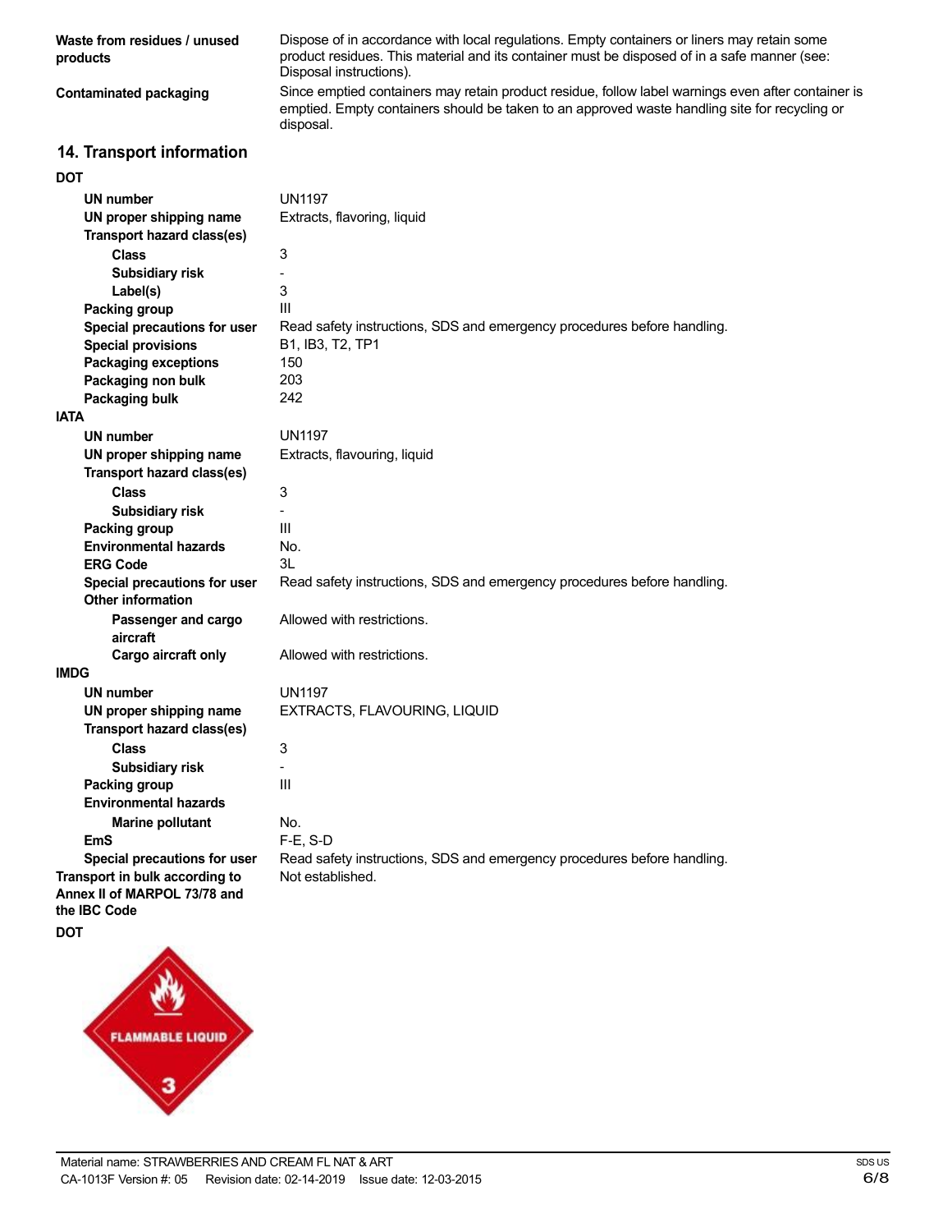**Waste from residues / unused products**
Dispose of in accordance with local regulations. Empty containers or liners may retain some product residues. This material and its container must be disposed of in a safe manner (see: Disposal instructions).

**Contaminated packaging**
Since emptied containers may retain product residue, follow label warnings even after container is emptied. Empty containers should be taken to an approved waste handling site for recycling or disposal.

## 14. Transport information

**DOT**

| | |
|---|---|
| **UN number** | UN1197 |
| **UN proper shipping name** | Extracts, flavoring, liquid |
| **Transport hazard class(es)** | |
| **Class** | 3 |
| **Subsidiary risk** | - |
| **Label(s)** | 3 |
| **Packing group** | III |
| **Special precautions for user** | Read safety instructions, SDS and emergency procedures before handling. |
| **Special provisions** | B1, IB3, T2, TP1 |
| **Packaging exceptions** | 150 |
| **Packaging non bulk** | 203 |
| **Packaging bulk** | 242 |

**IATA**

| | |
|---|---|
| **UN number** | UN1197 |
| **UN proper shipping name** | Extracts, flavouring, liquid |
| **Transport hazard class(es)** | |
| **Class** | 3 |
| **Subsidiary risk** | - |
| **Packing group** | III |
| **Environmental hazards** | No. |
| **ERG Code** | 3L |
| **Special precautions for user** | Read safety instructions, SDS and emergency procedures before handling. |
| **Other information** | |
| **Passenger and cargo aircraft** | Allowed with restrictions. |
| **Cargo aircraft only** | Allowed with restrictions. |

**IMDG**

| | |
|---|---|
| **UN number** | UN1197 |
| **UN proper shipping name** | EXTRACTS, FLAVOURING, LIQUID |
| **Transport hazard class(es)** | |
| **Class** | 3 |
| **Subsidiary risk** | - |
| **Packing group** | III |
| **Environmental hazards** | |
| **Marine pollutant** | No. |
| **EmS** | F-E, S-D |
| **Special precautions for user** | Read safety instructions, SDS and emergency procedures before handling. |

**Transport in bulk according to Annex II of MARPOL 73/78 and the IBC Code**
Not established.

**DOT**

FLAMMABLE LIQUID 3

Material name: STRAWBERRIES AND CREAM FL NAT & ART
CA-1013F Version #: 05 Revision date: 02-14-2019 Issue date: 12-03-2015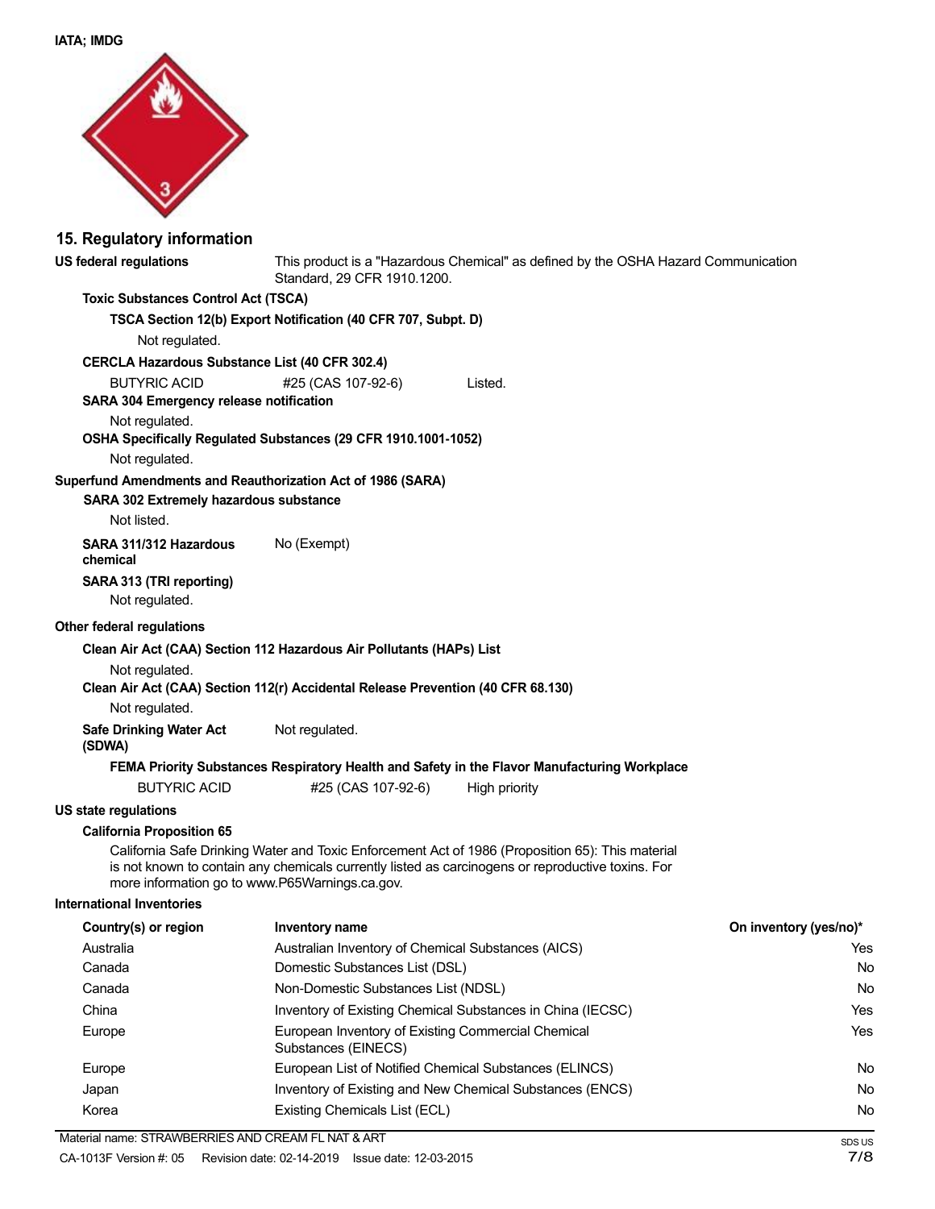**IATA; IMDG**

## 15. Regulatory information

**US federal regulations** This product is a "Hazardous Chemical" as defined by the OSHA Hazard Communication Standard, 29 CFR 1910.1200.

**Toxic Substances Control Act (TSCA)**

**TSCA Section 12(b) Export Notification (40 CFR 707, Subpt. D)**

Not regulated.

**CERCLA Hazardous Substance List (40 CFR 302.4)**

| | | |
|---|---|---|
| BUTYRIC ACID | #25 (CAS 107-92-6) | Listed. |

**SARA 304 Emergency release notification**

Not regulated.

**OSHA Specifically Regulated Substances (29 CFR 1910.1001-1052)**

Not regulated.

**Superfund Amendments and Reauthorization Act of 1986 (SARA)**

**SARA 302 Extremely hazardous substance**

Not listed.

**SARA 311/312 Hazardous chemical** No (Exempt)

**SARA 313 (TRI reporting)**

Not regulated.

**Other federal regulations**

**Clean Air Act (CAA) Section 112 Hazardous Air Pollutants (HAPs) List**

Not regulated.

**Clean Air Act (CAA) Section 112(r) Accidental Release Prevention (40 CFR 68.130)**

Not regulated.

**Safe Drinking Water Act (SDWA)** Not regulated.

**FEMA Priority Substances Respiratory Health and Safety in the Flavor Manufacturing Workplace**

| | | |
|---|---|---|
| BUTYRIC ACID | #25 (CAS 107-92-6) | High priority |

**US state regulations**

**California Proposition 65**

California Safe Drinking Water and Toxic Enforcement Act of 1986 (Proposition 65): This material is not known to contain any chemicals currently listed as carcinogens or reproductive toxins. For more information go to www.P65Warnings.ca.gov.

**International Inventories**

| Country(s) or region | Inventory name | On inventory (yes/no)* |
|---|---|---|
| Australia | Australian Inventory of Chemical Substances (AICS) | Yes |
| Canada | Domestic Substances List (DSL) | No |
| Canada | Non-Domestic Substances List (NDSL) | No |
| China | Inventory of Existing Chemical Substances in China (IECSC) | Yes |
| Europe | European Inventory of Existing Commercial Chemical Substances (EINECS) | Yes |
| Europe | European List of Notified Chemical Substances (ELINCS) | No |
| Japan | Inventory of Existing and New Chemical Substances (ENCS) | No |
| Korea | Existing Chemicals List (ECL) | No |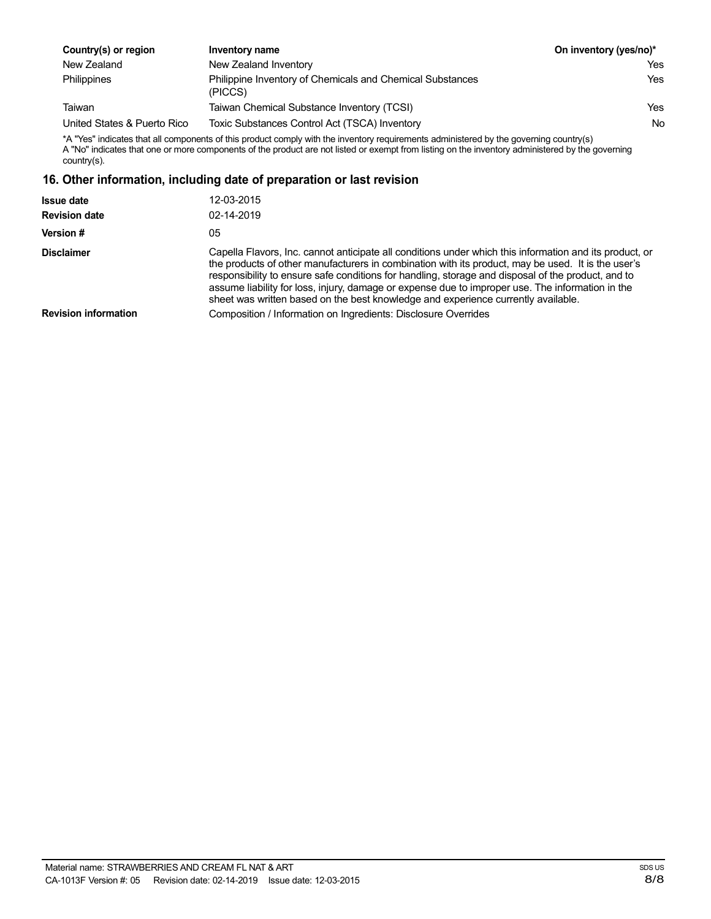| Country(s) or region | Inventory name | On inventory (yes/no)* |
| --- | --- | --- |
| New Zealand | New Zealand Inventory | Yes |
| Philippines | Philippine Inventory of Chemicals and Chemical Substances (PICCS) | Yes |
| Taiwan | Taiwan Chemical Substance Inventory (TCSI) | Yes |
| United States & Puerto Rico | Toxic Substances Control Act (TSCA) Inventory | No |

*A "Yes" indicates that all components of this product comply with the inventory requirements administered by the governing country(s)
A "No" indicates that one or more components of the product are not listed or exempt from listing on the inventory administered by the governing country(s).

## 16. Other information, including date of preparation or last revision

| | |
| --- | --- |
| **Issue date** | 12-03-2015 |
| **Revision date** | 02-14-2019 |
| **Version #** | 05 |
| **Disclaimer** | Capella Flavors, Inc. cannot anticipate all conditions under which this information and its product, or the products of other manufacturers in combination with its product, may be used. It is the user's responsibility to ensure safe conditions for handling, storage and disposal of the product, and to assume liability for loss, injury, damage or expense due to improper use. The information in the sheet was written based on the best knowledge and experience currently available. |
| **Revision information** | Composition / Information on Ingredients: Disclosure Overrides |